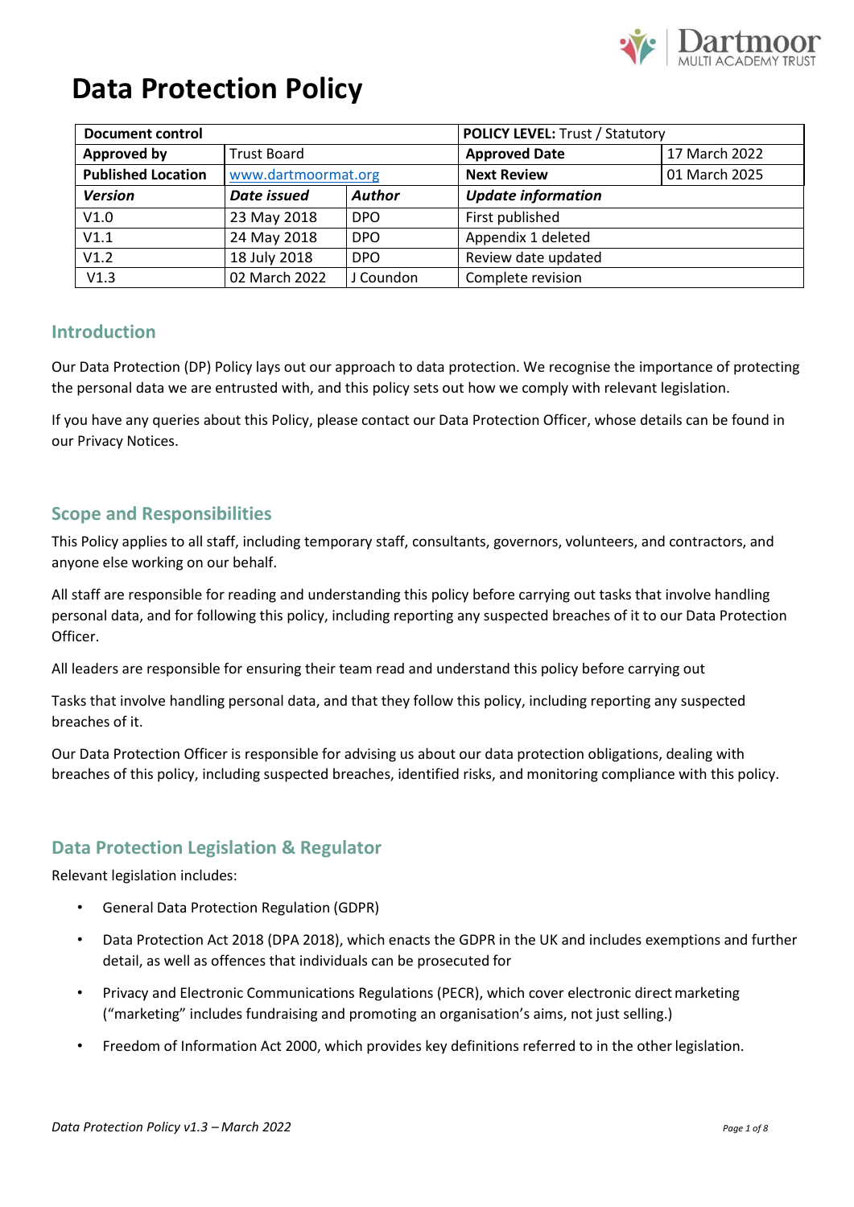# Data Protection Policy

| Document control | | | POLICY LEVEL: Trust / Statutory | |
|---|---|---|---|---|
| **Approved by** | Trust Board | | **Approved Date** | 17 March 2022 |
| **Published Location** | www.dartmoormat.org | | **Next Review** | 01 March 2025 |
| ***Version*** | ***Date issued*** | ***Author*** | ***Update information*** | |
| V1.0 | 23 May 2018 | DPO | First published | |
| V1.1 | 24 May 2018 | DPO | Appendix 1 deleted | |
| V1.2 | 18 July 2018 | DPO | Review date updated | |
| V1.3 | 02 March 2022 | J Coundon | Complete revision | |

## Introduction

Our Data Protection (DP) Policy lays out our approach to data protection. We recognise the importance of protecting the personal data we are entrusted with, and this policy sets out how we comply with relevant legislation.

If you have any queries about this Policy, please contact our Data Protection Officer, whose details can be found in our Privacy Notices.

## Scope and Responsibilities

This Policy applies to all staff, including temporary staff, consultants, governors, volunteers, and contractors, and anyone else working on our behalf.

All staff are responsible for reading and understanding this policy before carrying out tasks that involve handling personal data, and for following this policy, including reporting any suspected breaches of it to our Data Protection Officer.

All leaders are responsible for ensuring their team read and understand this policy before carrying out

Tasks that involve handling personal data, and that they follow this policy, including reporting any suspected breaches of it.

Our Data Protection Officer is responsible for advising us about our data protection obligations, dealing with breaches of this policy, including suspected breaches, identified risks, and monitoring compliance with this policy.

## Data Protection Legislation & Regulator

Relevant legislation includes:

- General Data Protection Regulation (GDPR)
- Data Protection Act 2018 (DPA 2018), which enacts the GDPR in the UK and includes exemptions and further detail, as well as offences that individuals can be prosecuted for
- Privacy and Electronic Communications Regulations (PECR), which cover electronic direct marketing ("marketing" includes fundraising and promoting an organisation's aims, not just selling.)
- Freedom of Information Act 2000, which provides key definitions referred to in the other legislation.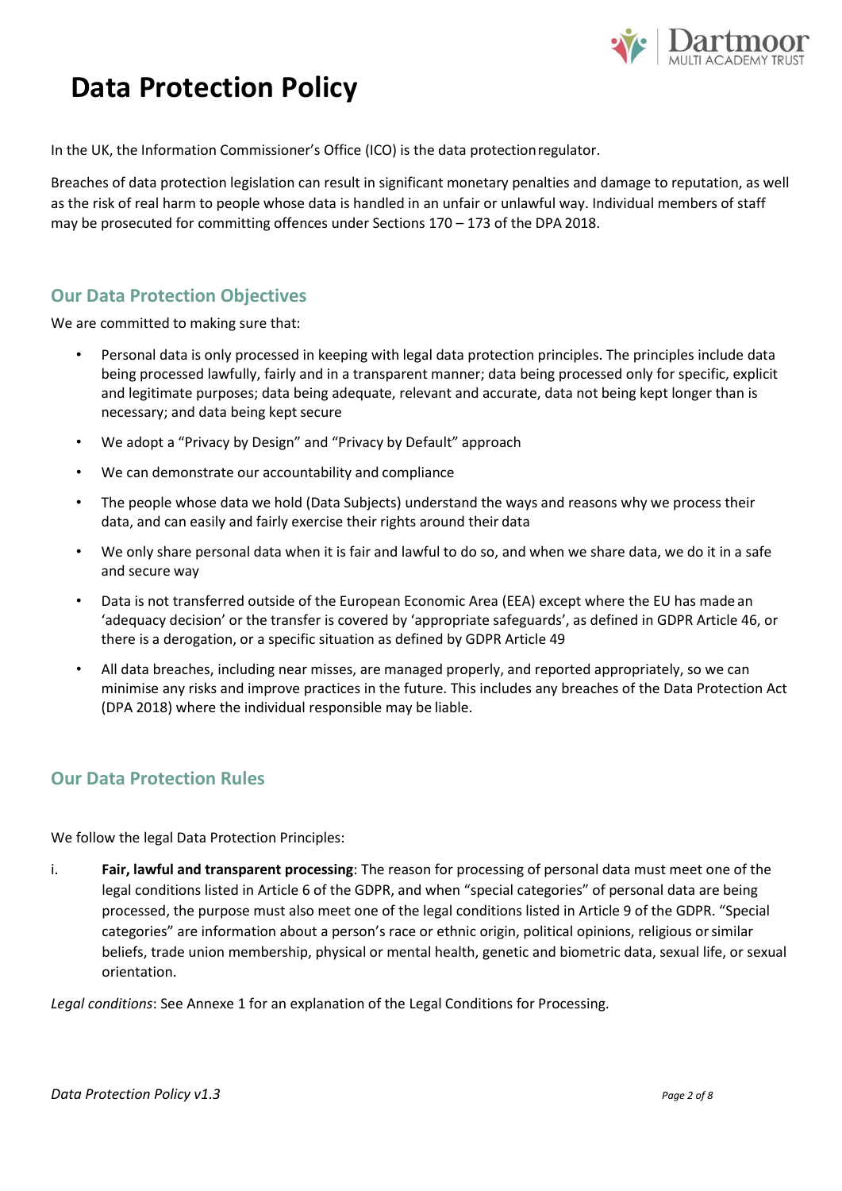# Data Protection Policy

In the UK, the Information Commissioner's Office (ICO) is the data protection regulator.

Breaches of data protection legislation can result in significant monetary penalties and damage to reputation, as well as the risk of real harm to people whose data is handled in an unfair or unlawful way. Individual members of staff may be prosecuted for committing offences under Sections 170 – 173 of the DPA 2018.

## Our Data Protection Objectives

We are committed to making sure that:

- Personal data is only processed in keeping with legal data protection principles. The principles include data being processed lawfully, fairly and in a transparent manner; data being processed only for specific, explicit and legitimate purposes; data being adequate, relevant and accurate, data not being kept longer than is necessary; and data being kept secure
- We adopt a "Privacy by Design" and "Privacy by Default" approach
- We can demonstrate our accountability and compliance
- The people whose data we hold (Data Subjects) understand the ways and reasons why we process their data, and can easily and fairly exercise their rights around their data
- We only share personal data when it is fair and lawful to do so, and when we share data, we do it in a safe and secure way
- Data is not transferred outside of the European Economic Area (EEA) except where the EU has made an 'adequacy decision' or the transfer is covered by 'appropriate safeguards', as defined in GDPR Article 46, or there is a derogation, or a specific situation as defined by GDPR Article 49
- All data breaches, including near misses, are managed properly, and reported appropriately, so we can minimise any risks and improve practices in the future. This includes any breaches of the Data Protection Act (DPA 2018) where the individual responsible may be liable.

## Our Data Protection Rules

We follow the legal Data Protection Principles:

i. **Fair, lawful and transparent processing**: The reason for processing of personal data must meet one of the legal conditions listed in Article 6 of the GDPR, and when "special categories" of personal data are being processed, the purpose must also meet one of the legal conditions listed in Article 9 of the GDPR. "Special categories" are information about a person's race or ethnic origin, political opinions, religious or similar beliefs, trade union membership, physical or mental health, genetic and biometric data, sexual life, or sexual orientation.

*Legal conditions*: See Annexe 1 for an explanation of the Legal Conditions for Processing.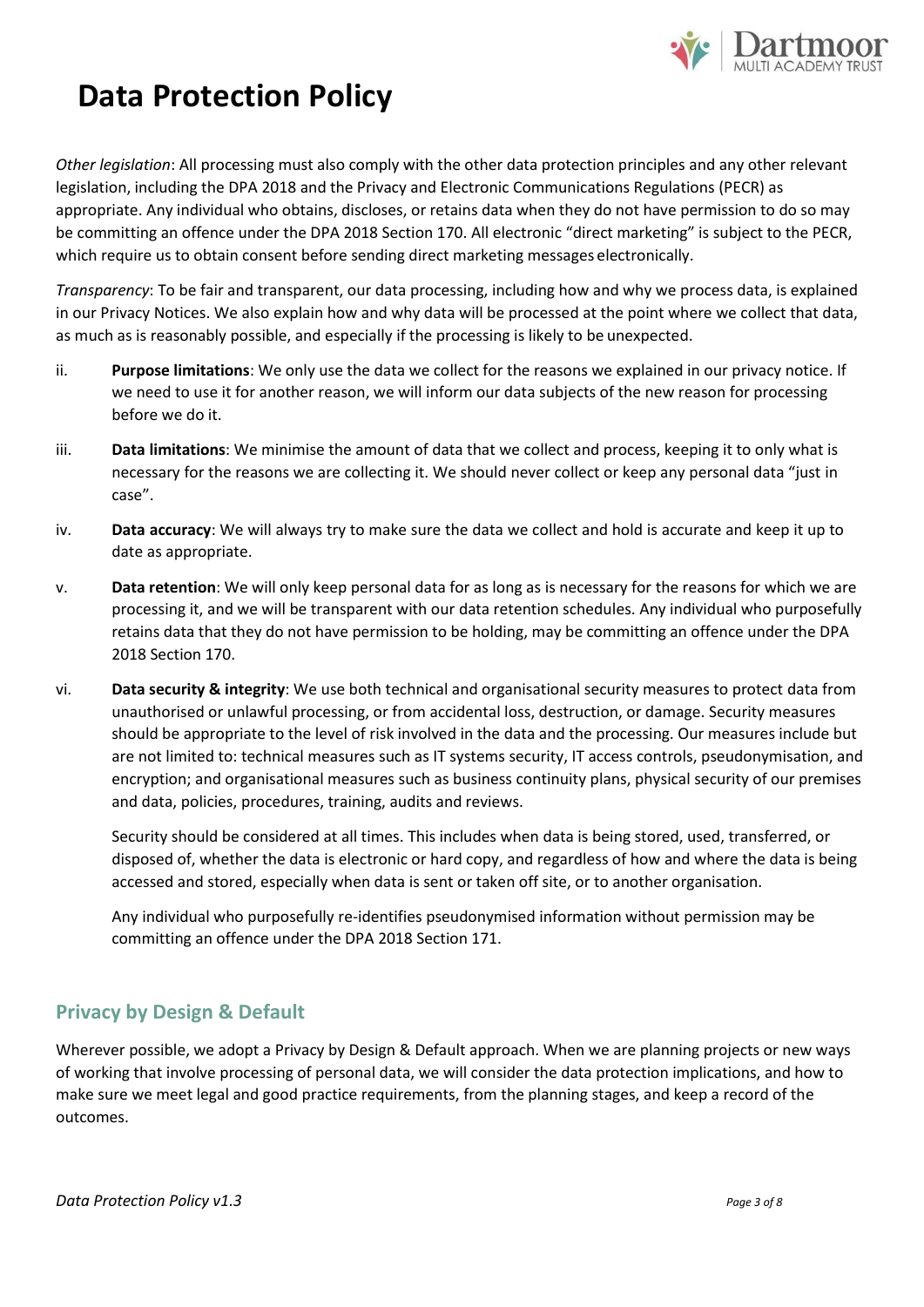*Other legislation*: All processing must also comply with the other data protection principles and any other relevant legislation, including the DPA 2018 and the Privacy and Electronic Communications Regulations (PECR) as appropriate. Any individual who obtains, discloses, or retains data when they do not have permission to do so may be committing an offence under the DPA 2018 Section 170. All electronic "direct marketing" is subject to the PECR, which require us to obtain consent before sending direct marketing messages electronically.

*Transparency*: To be fair and transparent, our data processing, including how and why we process data, is explained in our Privacy Notices. We also explain how and why data will be processed at the point where we collect that data, as much as is reasonably possible, and especially if the processing is likely to be unexpected.

ii. **Purpose limitations**: We only use the data we collect for the reasons we explained in our privacy notice. If we need to use it for another reason, we will inform our data subjects of the new reason for processing before we do it.

iii. **Data limitations**: We minimise the amount of data that we collect and process, keeping it to only what is necessary for the reasons we are collecting it. We should never collect or keep any personal data "just in case".

iv. **Data accuracy**: We will always try to make sure the data we collect and hold is accurate and keep it up to date as appropriate.

v. **Data retention**: We will only keep personal data for as long as is necessary for the reasons for which we are processing it, and we will be transparent with our data retention schedules. Any individual who purposefully retains data that they do not have permission to be holding, may be committing an offence under the DPA 2018 Section 170.

vi. **Data security & integrity**: We use both technical and organisational security measures to protect data from unauthorised or unlawful processing, or from accidental loss, destruction, or damage. Security measures should be appropriate to the level of risk involved in the data and the processing. Our measures include but are not limited to: technical measures such as IT systems security, IT access controls, pseudonymisation, and encryption; and organisational measures such as business continuity plans, physical security of our premises and data, policies, procedures, training, audits and reviews.

   Security should be considered at all times. This includes when data is being stored, used, transferred, or disposed of, whether the data is electronic or hard copy, and regardless of how and where the data is being accessed and stored, especially when data is sent or taken off site, or to another organisation.

   Any individual who purposefully re-identifies pseudonymised information without permission may be committing an offence under the DPA 2018 Section 171.

## Privacy by Design & Default

Wherever possible, we adopt a Privacy by Design & Default approach. When we are planning projects or new ways of working that involve processing of personal data, we will consider the data protection implications, and how to make sure we meet legal and good practice requirements, from the planning stages, and keep a record of the outcomes.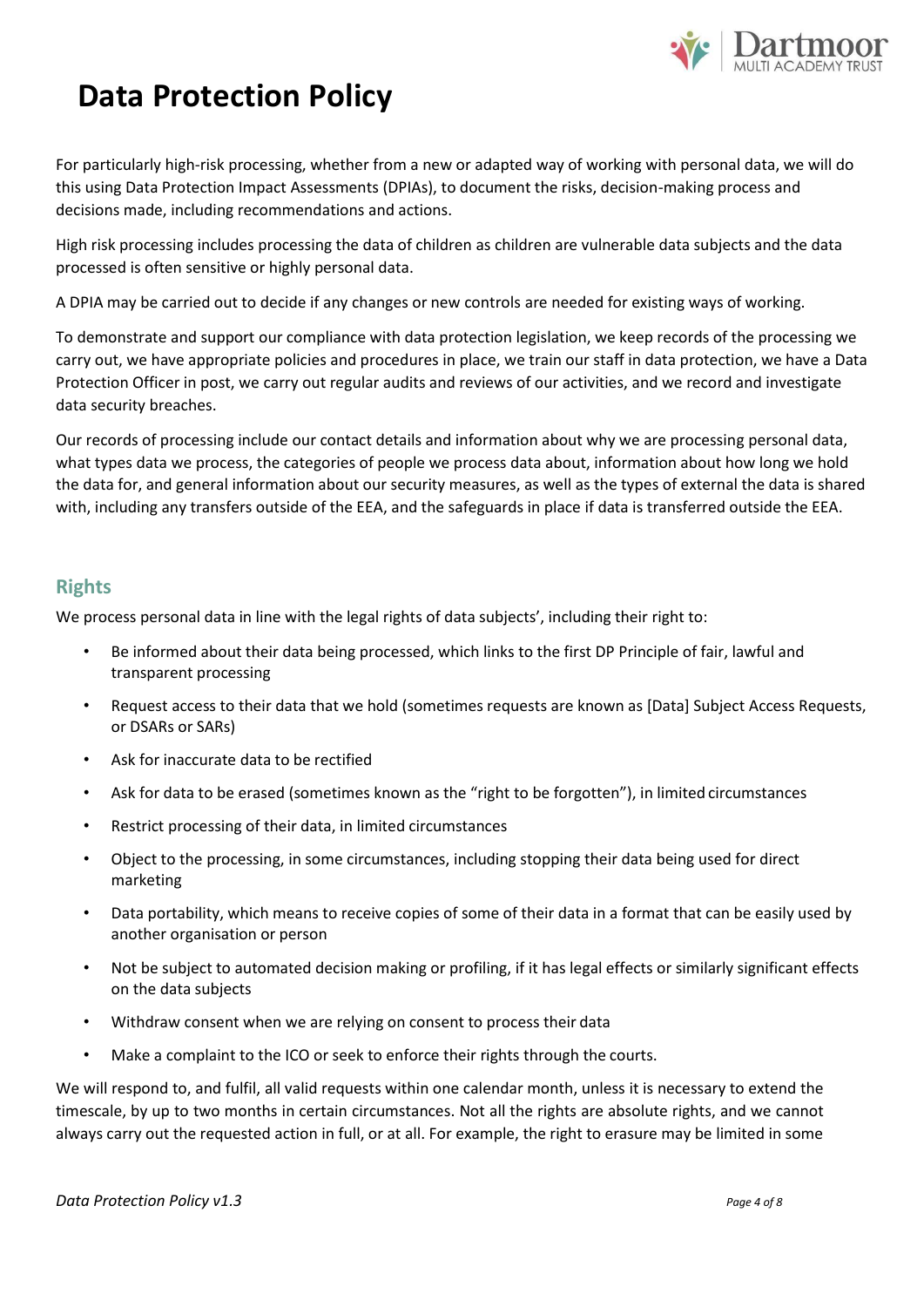For particularly high-risk processing, whether from a new or adapted way of working with personal data, we will do this using Data Protection Impact Assessments (DPIAs), to document the risks, decision-making process and decisions made, including recommendations and actions.

High risk processing includes processing the data of children as children are vulnerable data subjects and the data processed is often sensitive or highly personal data.

A DPIA may be carried out to decide if any changes or new controls are needed for existing ways of working.

To demonstrate and support our compliance with data protection legislation, we keep records of the processing we carry out, we have appropriate policies and procedures in place, we train our staff in data protection, we have a Data Protection Officer in post, we carry out regular audits and reviews of our activities, and we record and investigate data security breaches.

Our records of processing include our contact details and information about why we are processing personal data, what types data we process, the categories of people we process data about, information about how long we hold the data for, and general information about our security measures, as well as the types of external the data is shared with, including any transfers outside of the EEA, and the safeguards in place if data is transferred outside the EEA.

## Rights

We process personal data in line with the legal rights of data subjects', including their right to:

- Be informed about their data being processed, which links to the first DP Principle of fair, lawful and transparent processing
- Request access to their data that we hold (sometimes requests are known as [Data] Subject Access Requests, or DSARs or SARs)
- Ask for inaccurate data to be rectified
- Ask for data to be erased (sometimes known as the "right to be forgotten"), in limited circumstances
- Restrict processing of their data, in limited circumstances
- Object to the processing, in some circumstances, including stopping their data being used for direct marketing
- Data portability, which means to receive copies of some of their data in a format that can be easily used by another organisation or person
- Not be subject to automated decision making or profiling, if it has legal effects or similarly significant effects on the data subjects
- Withdraw consent when we are relying on consent to process their data
- Make a complaint to the ICO or seek to enforce their rights through the courts.

We will respond to, and fulfil, all valid requests within one calendar month, unless it is necessary to extend the timescale, by up to two months in certain circumstances. Not all the rights are absolute rights, and we cannot always carry out the requested action in full, or at all. For example, the right to erasure may be limited in some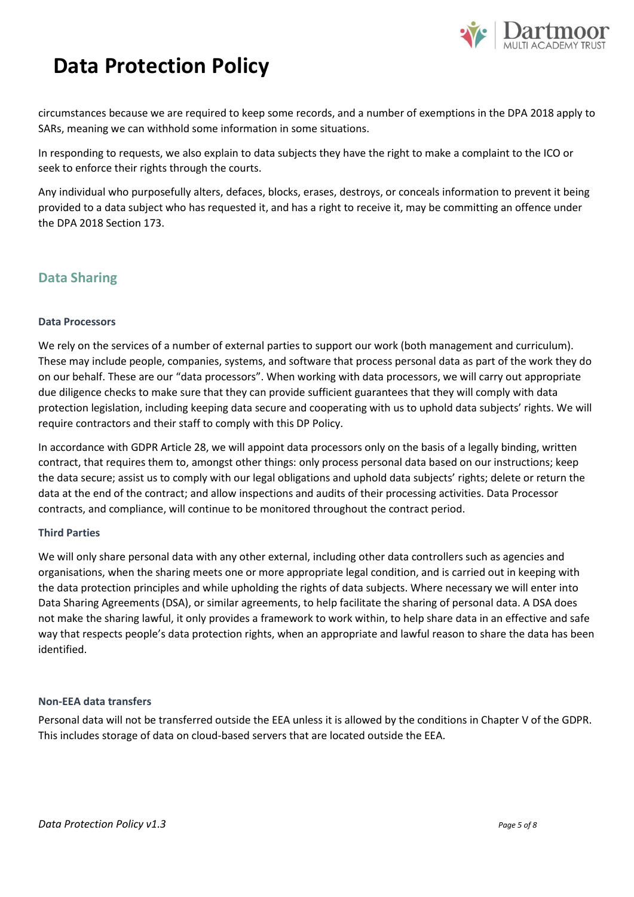circumstances because we are required to keep some records, and a number of exemptions in the DPA 2018 apply to SARs, meaning we can withhold some information in some situations.

In responding to requests, we also explain to data subjects they have the right to make a complaint to the ICO or seek to enforce their rights through the courts.

Any individual who purposefully alters, defaces, blocks, erases, destroys, or conceals information to prevent it being provided to a data subject who has requested it, and has a right to receive it, may be committing an offence under the DPA 2018 Section 173.

## Data Sharing

**Data Processors**

We rely on the services of a number of external parties to support our work (both management and curriculum). These may include people, companies, systems, and software that process personal data as part of the work they do on our behalf. These are our "data processors". When working with data processors, we will carry out appropriate due diligence checks to make sure that they can provide sufficient guarantees that they will comply with data protection legislation, including keeping data secure and cooperating with us to uphold data subjects' rights. We will require contractors and their staff to comply with this DP Policy.

In accordance with GDPR Article 28, we will appoint data processors only on the basis of a legally binding, written contract, that requires them to, amongst other things: only process personal data based on our instructions; keep the data secure; assist us to comply with our legal obligations and uphold data subjects' rights; delete or return the data at the end of the contract; and allow inspections and audits of their processing activities. Data Processor contracts, and compliance, will continue to be monitored throughout the contract period.

**Third Parties**

We will only share personal data with any other external, including other data controllers such as agencies and organisations, when the sharing meets one or more appropriate legal condition, and is carried out in keeping with the data protection principles and while upholding the rights of data subjects. Where necessary we will enter into Data Sharing Agreements (DSA), or similar agreements, to help facilitate the sharing of personal data. A DSA does not make the sharing lawful, it only provides a framework to work within, to help share data in an effective and safe way that respects people's data protection rights, when an appropriate and lawful reason to share the data has been identified.

**Non-EEA data transfers**

Personal data will not be transferred outside the EEA unless it is allowed by the conditions in Chapter V of the GDPR. This includes storage of data on cloud-based servers that are located outside the EEA.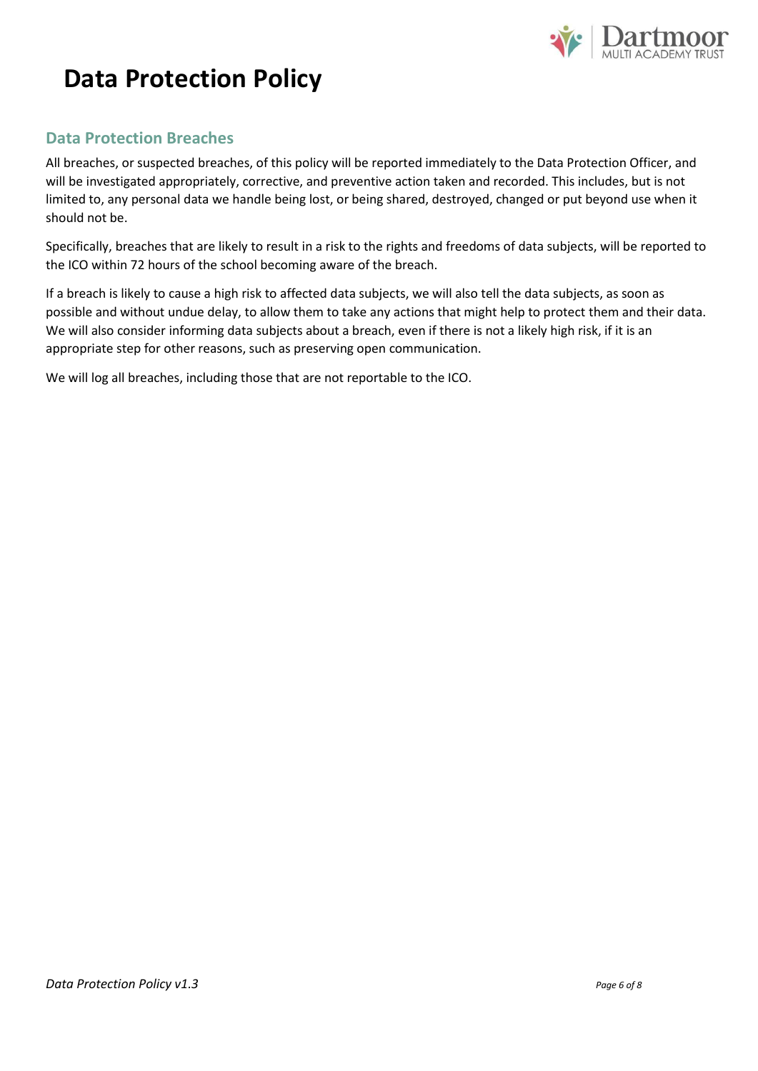## Data Protection Breaches

All breaches, or suspected breaches, of this policy will be reported immediately to the Data Protection Officer, and will be investigated appropriately, corrective, and preventive action taken and recorded. This includes, but is not limited to, any personal data we handle being lost, or being shared, destroyed, changed or put beyond use when it should not be.

Specifically, breaches that are likely to result in a risk to the rights and freedoms of data subjects, will be reported to the ICO within 72 hours of the school becoming aware of the breach.

If a breach is likely to cause a high risk to affected data subjects, we will also tell the data subjects, as soon as possible and without undue delay, to allow them to take any actions that might help to protect them and their data. We will also consider informing data subjects about a breach, even if there is not a likely high risk, if it is an appropriate step for other reasons, such as preserving open communication.

We will log all breaches, including those that are not reportable to the ICO.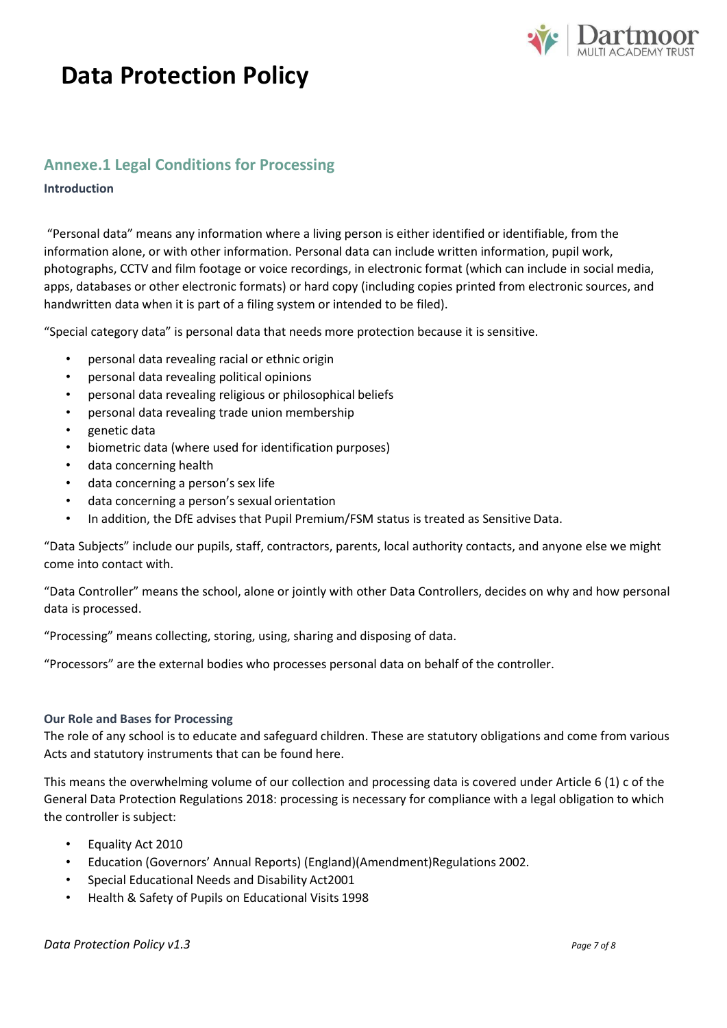# Data Protection Policy

## Annexe.1 Legal Conditions for Processing

**Introduction**

"Personal data" means any information where a living person is either identified or identifiable, from the information alone, or with other information. Personal data can include written information, pupil work, photographs, CCTV and film footage or voice recordings, in electronic format (which can include in social media, apps, databases or other electronic formats) or hard copy (including copies printed from electronic sources, and handwritten data when it is part of a filing system or intended to be filed).

"Special category data" is personal data that needs more protection because it is sensitive.

- personal data revealing racial or ethnic origin
- personal data revealing political opinions
- personal data revealing religious or philosophical beliefs
- personal data revealing trade union membership
- genetic data
- biometric data (where used for identification purposes)
- data concerning health
- data concerning a person's sex life
- data concerning a person's sexual orientation
- In addition, the DfE advises that Pupil Premium/FSM status is treated as Sensitive Data.

"Data Subjects" include our pupils, staff, contractors, parents, local authority contacts, and anyone else we might come into contact with.

"Data Controller" means the school, alone or jointly with other Data Controllers, decides on why and how personal data is processed.

"Processing" means collecting, storing, using, sharing and disposing of data.

"Processors" are the external bodies who processes personal data on behalf of the controller.

### Our Role and Bases for Processing

The role of any school is to educate and safeguard children. These are statutory obligations and come from various Acts and statutory instruments that can be found here.

This means the overwhelming volume of our collection and processing data is covered under Article 6 (1) c of the General Data Protection Regulations 2018: processing is necessary for compliance with a legal obligation to which the controller is subject:

- Equality Act 2010
- Education (Governors' Annual Reports) (England)(Amendment)Regulations 2002.
- Special Educational Needs and Disability Act2001
- Health & Safety of Pupils on Educational Visits 1998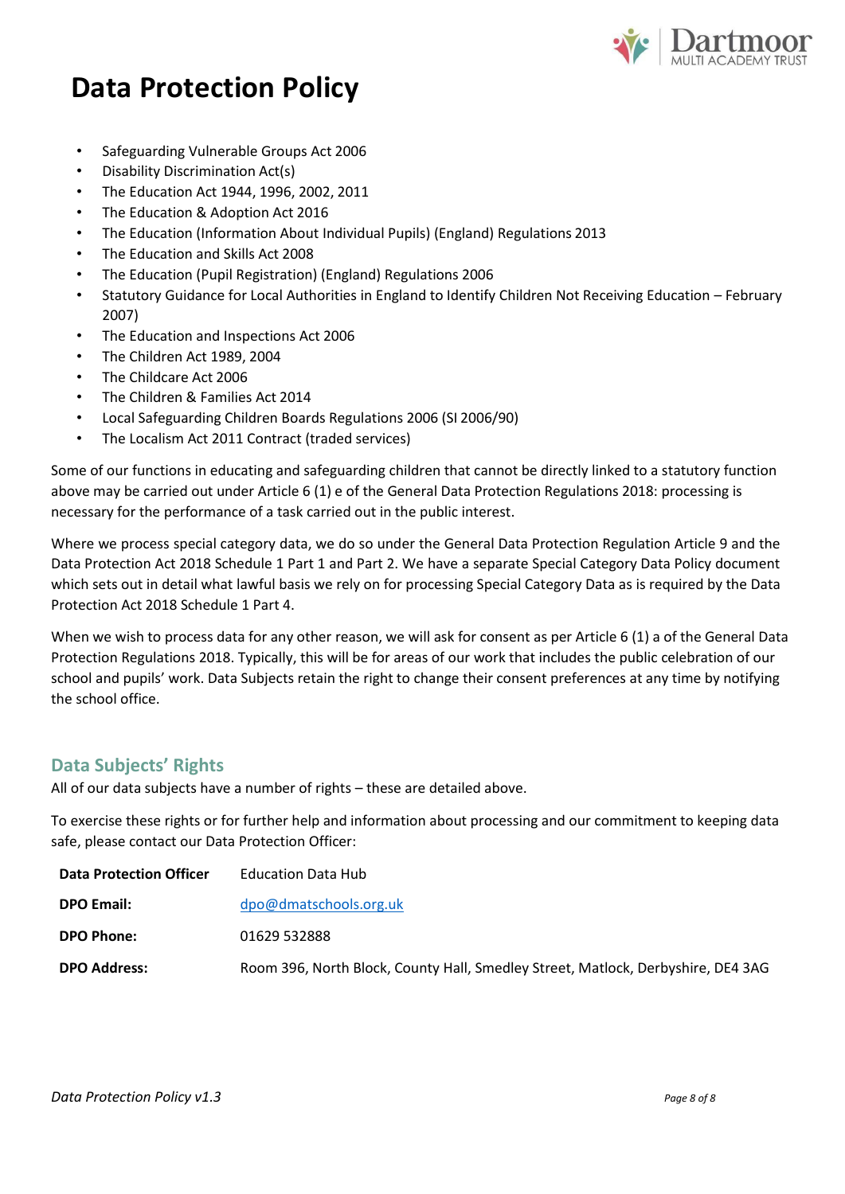- Safeguarding Vulnerable Groups Act 2006
- Disability Discrimination Act(s)
- The Education Act 1944, 1996, 2002, 2011
- The Education & Adoption Act 2016
- The Education (Information About Individual Pupils) (England) Regulations 2013
- The Education and Skills Act 2008
- The Education (Pupil Registration) (England) Regulations 2006
- Statutory Guidance for Local Authorities in England to Identify Children Not Receiving Education – February 2007)
- The Education and Inspections Act 2006
- The Children Act 1989, 2004
- The Childcare Act 2006
- The Children & Families Act 2014
- Local Safeguarding Children Boards Regulations 2006 (SI 2006/90)
- The Localism Act 2011 Contract (traded services)

Some of our functions in educating and safeguarding children that cannot be directly linked to a statutory function above may be carried out under Article 6 (1) e of the General Data Protection Regulations 2018: processing is necessary for the performance of a task carried out in the public interest.

Where we process special category data, we do so under the General Data Protection Regulation Article 9 and the Data Protection Act 2018 Schedule 1 Part 1 and Part 2. We have a separate Special Category Data Policy document which sets out in detail what lawful basis we rely on for processing Special Category Data as is required by the Data Protection Act 2018 Schedule 1 Part 4.

When we wish to process data for any other reason, we will ask for consent as per Article 6 (1) a of the General Data Protection Regulations 2018. Typically, this will be for areas of our work that includes the public celebration of our school and pupils' work. Data Subjects retain the right to change their consent preferences at any time by notifying the school office.

## Data Subjects' Rights

All of our data subjects have a number of rights – these are detailed above.

To exercise these rights or for further help and information about processing and our commitment to keeping data safe, please contact our Data Protection Officer:

| | |
|---|---|
| **Data Protection Officer** | Education Data Hub |
| **DPO Email:** | dpo@dmatschools.org.uk |
| **DPO Phone:** | 01629 532888 |
| **DPO Address:** | Room 396, North Block, County Hall, Smedley Street, Matlock, Derbyshire, DE4 3AG |